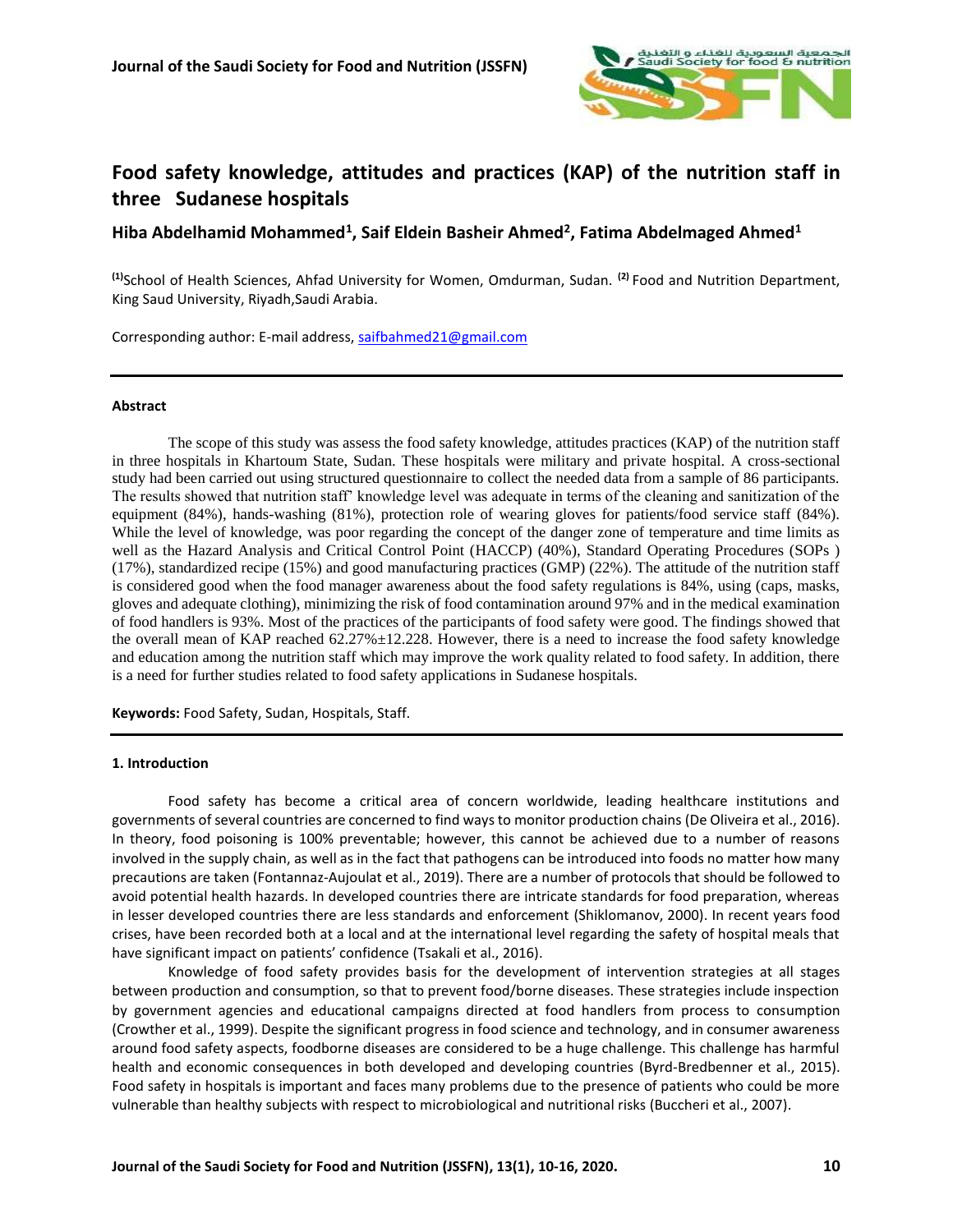# Food safety knowledge, attitudes and practices (KAP) of the nutrition staff in three Sudanese hospitals

**Hiba Abdelhamid Mohammed[1], Saif Eldein Basheir Ahmed[2], Fatima Abdelmaged Ahmed[1]**

[(1)]School of Health Sciences, Ahfad University for Women, Omdurman, Sudan. [(2)] Food and Nutrition Department, King Saud University, Riyadh,Saudi Arabia.

Corresponding author: E-mail address, saifbahmed21@gmail.com

#### Abstract

The scope of this study was assess the food safety knowledge, attitudes practices (KAP) of the nutrition staff in three hospitals in Khartoum State, Sudan. These hospitals were military and private hospital. A cross-sectional study had been carried out using structured questionnaire to collect the needed data from a sample of 86 participants. The results showed that nutrition staff' knowledge level was adequate in terms of the cleaning and sanitization of the equipment (84%), hands-washing (81%), protection role of wearing gloves for patients/food service staff (84%). While the level of knowledge, was poor regarding the concept of the danger zone of temperature and time limits as well as the Hazard Analysis and Critical Control Point (HACCP) (40%), Standard Operating Procedures (SOPs ) (17%), standardized recipe (15%) and good manufacturing practices (GMP) (22%). The attitude of the nutrition staff is considered good when the food manager awareness about the food safety regulations is 84%, using (caps, masks, gloves and adequate clothing), minimizing the risk of food contamination around 97% and in the medical examination of food handlers is 93%. Most of the practices of the participants of food safety were good. The findings showed that the overall mean of KAP reached 62.27%±12.228. However, there is a need to increase the food safety knowledge and education among the nutrition staff which may improve the work quality related to food safety. In addition, there is a need for further studies related to food safety applications in Sudanese hospitals.

**Keywords:** Food Safety, Sudan, Hospitals, Staff.

#### 1. Introduction

Food safety has become a critical area of concern worldwide, leading healthcare institutions and governments of several countries are concerned to find ways to monitor production chains (De Oliveira et al., 2016). In theory, food poisoning is 100% preventable; however, this cannot be achieved due to a number of reasons involved in the supply chain, as well as in the fact that pathogens can be introduced into foods no matter how many precautions are taken (Fontannaz-Aujoulat et al., 2019). There are a number of protocols that should be followed to avoid potential health hazards. In developed countries there are intricate standards for food preparation, whereas in lesser developed countries there are less standards and enforcement (Shiklomanov, 2000). In recent years food crises, have been recorded both at a local and at the international level regarding the safety of hospital meals that have significant impact on patients' confidence (Tsakali et al., 2016).

Knowledge of food safety provides basis for the development of intervention strategies at all stages between production and consumption, so that to prevent food/borne diseases. These strategies include inspection by government agencies and educational campaigns directed at food handlers from process to consumption (Crowther et al., 1999). Despite the significant progress in food science and technology, and in consumer awareness around food safety aspects, foodborne diseases are considered to be a huge challenge. This challenge has harmful health and economic consequences in both developed and developing countries (Byrd-Bredbenner et al., 2015). Food safety in hospitals is important and faces many problems due to the presence of patients who could be more vulnerable than healthy subjects with respect to microbiological and nutritional risks (Buccheri et al., 2007).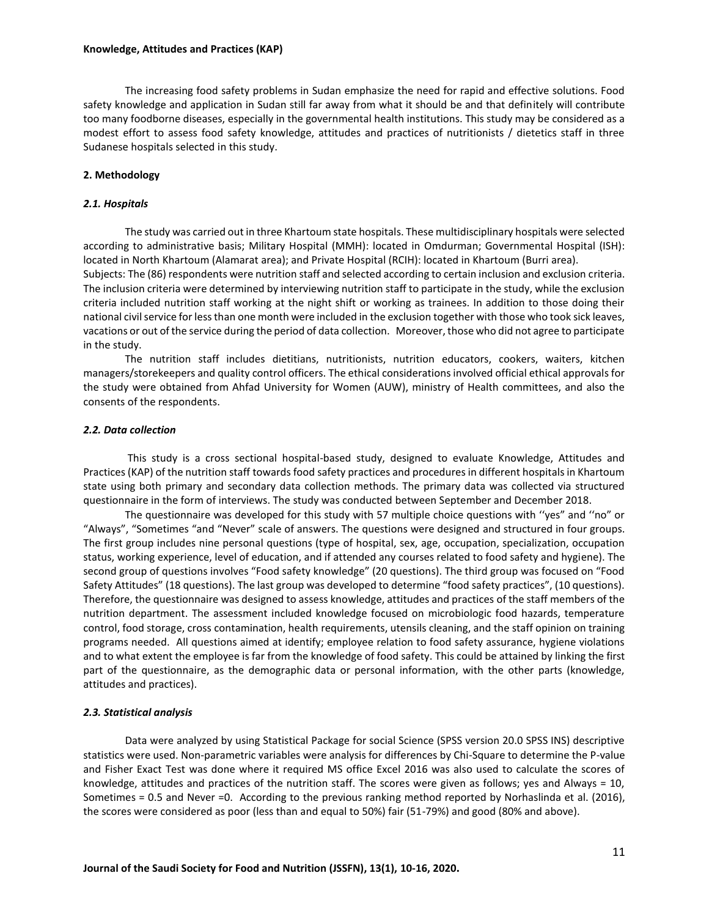The increasing food safety problems in Sudan emphasize the need for rapid and effective solutions. Food safety knowledge and application in Sudan still far away from what it should be and that definitely will contribute too many foodborne diseases, especially in the governmental health institutions. This study may be considered as a modest effort to assess food safety knowledge, attitudes and practices of nutritionists / dietetics staff in three Sudanese hospitals selected in this study.

## 2. Methodology

### *2.1. Hospitals*

The study was carried out in three Khartoum state hospitals. These multidisciplinary hospitals were selected according to administrative basis; Military Hospital (MMH): located in Omdurman; Governmental Hospital (ISH): located in North Khartoum (Alamarat area); and Private Hospital (RCIH): located in Khartoum (Burri area).

Subjects: The (86) respondents were nutrition staff and selected according to certain inclusion and exclusion criteria. The inclusion criteria were determined by interviewing nutrition staff to participate in the study, while the exclusion criteria included nutrition staff working at the night shift or working as trainees. In addition to those doing their national civil service for less than one month were included in the exclusion together with those who took sick leaves, vacations or out of the service during the period of data collection. Moreover, those who did not agree to participate in the study.

The nutrition staff includes dietitians, nutritionists, nutrition educators, cookers, waiters, kitchen managers/storekeepers and quality control officers. The ethical considerations involved official ethical approvals for the study were obtained from Ahfad University for Women (AUW), ministry of Health committees, and also the consents of the respondents.

### *2.2. Data collection*

This study is a cross sectional hospital-based study, designed to evaluate Knowledge, Attitudes and Practices (KAP) of the nutrition staff towards food safety practices and procedures in different hospitals in Khartoum state using both primary and secondary data collection methods. The primary data was collected via structured questionnaire in the form of interviews. The study was conducted between September and December 2018.

The questionnaire was developed for this study with 57 multiple choice questions with ''yes" and ''no" or "Always", "Sometimes "and "Never" scale of answers. The questions were designed and structured in four groups. The first group includes nine personal questions (type of hospital, sex, age, occupation, specialization, occupation status, working experience, level of education, and if attended any courses related to food safety and hygiene). The second group of questions involves "Food safety knowledge" (20 questions). The third group was focused on "Food Safety Attitudes" (18 questions). The last group was developed to determine "food safety practices", (10 questions). Therefore, the questionnaire was designed to assess knowledge, attitudes and practices of the staff members of the nutrition department. The assessment included knowledge focused on microbiologic food hazards, temperature control, food storage, cross contamination, health requirements, utensils cleaning, and the staff opinion on training programs needed. All questions aimed at identify; employee relation to food safety assurance, hygiene violations and to what extent the employee is far from the knowledge of food safety. This could be attained by linking the first part of the questionnaire, as the demographic data or personal information, with the other parts (knowledge, attitudes and practices).

### *2.3. Statistical analysis*

Data were analyzed by using Statistical Package for social Science (SPSS version 20.0 SPSS INS) descriptive statistics were used. Non-parametric variables were analysis for differences by Chi-Square to determine the P-value and Fisher Exact Test was done where it required MS office Excel 2016 was also used to calculate the scores of knowledge, attitudes and practices of the nutrition staff. The scores were given as follows; yes and Always = 10, Sometimes = 0.5 and Never =0. According to the previous ranking method reported by Norhaslinda et al. (2016), the scores were considered as poor (less than and equal to 50%) fair (51-79%) and good (80% and above).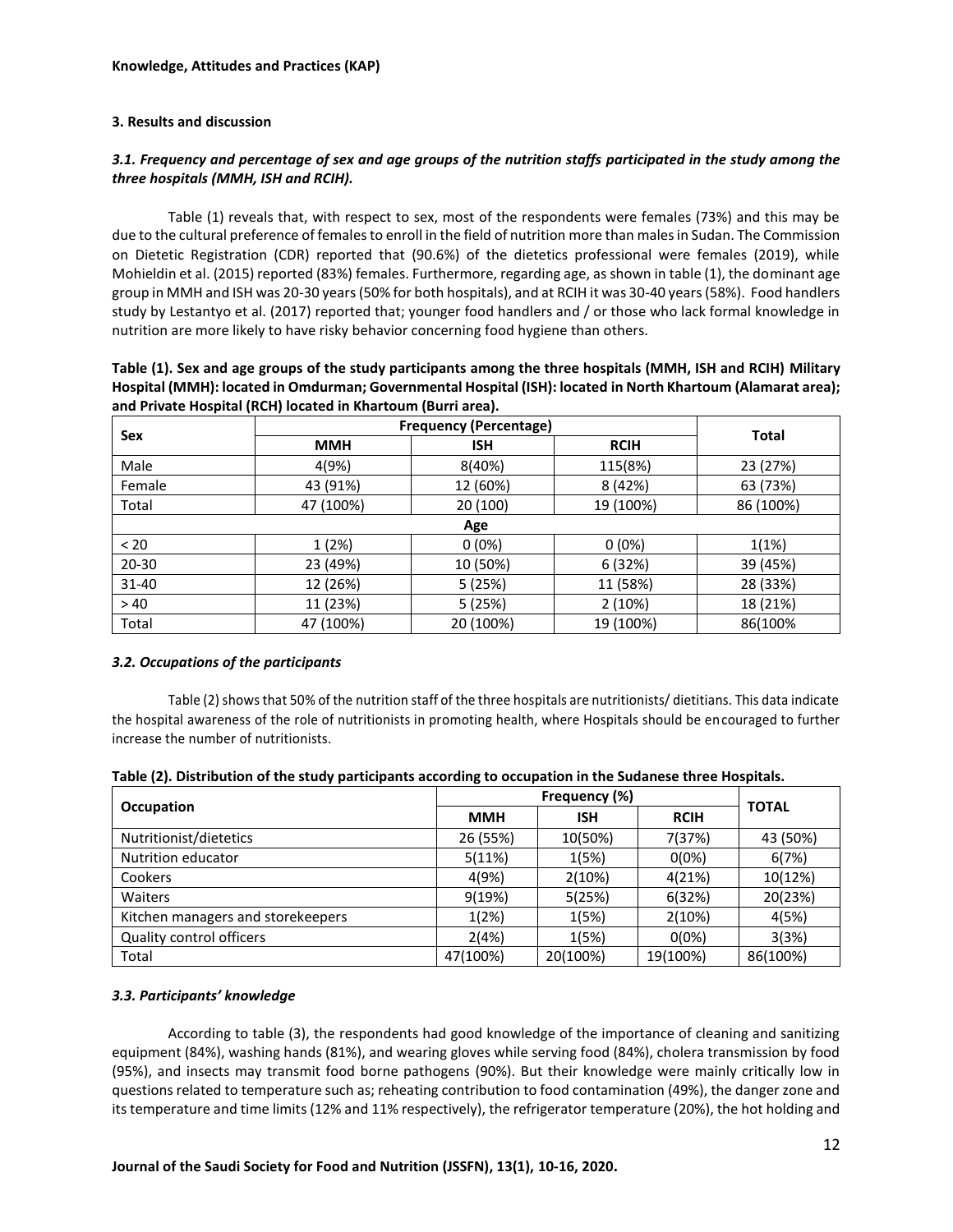### 3. Results and discussion

#### *3.1. Frequency and percentage of sex and age groups of the nutrition staffs participated in the study among the three hospitals (MMH, ISH and RCIH).*

Table (1) reveals that, with respect to sex, most of the respondents were females (73%) and this may be due to the cultural preference of females to enroll in the field of nutrition more than males in Sudan. The Commission on Dietetic Registration (CDR) reported that (90.6%) of the dietetics professional were females (2019), while Mohieldin et al. (2015) reported (83%) females. Furthermore, regarding age, as shown in table (1), the dominant age group in MMH and ISH was 20-30 years (50% for both hospitals), and at RCIH it was 30-40 years (58%). Food handlers study by Lestantyo et al. (2017) reported that; younger food handlers and / or those who lack formal knowledge in nutrition are more likely to have risky behavior concerning food hygiene than others.

**Table (1). Sex and age groups of the study participants among the three hospitals (MMH, ISH and RCIH) Military Hospital (MMH): located in Omdurman; Governmental Hospital (ISH): located in North Khartoum (Alamarat area); and Private Hospital (RCH) located in Khartoum (Burri area).**

| Sex | Frequency (Percentage) | | | Total |
|---|---|---|---|---|
| | MMH | ISH | RCIH | |
| Male | 4(9%) | 8(40%) | 115(8%) | 23 (27%) |
| Female | 43 (91%) | 12 (60%) | 8 (42%) | 63 (73%) |
| Total | 47 (100%) | 20 (100) | 19 (100%) | 86 (100%) |
| **Age** | | | | |
| < 20 | 1 (2%) | 0 (0%) | 0 (0%) | 1(1%) |
| 20-30 | 23 (49%) | 10 (50%) | 6 (32%) | 39 (45%) |
| 31-40 | 12 (26%) | 5 (25%) | 11 (58%) | 28 (33%) |
| > 40 | 11 (23%) | 5 (25%) | 2 (10%) | 18 (21%) |
| Total | 47 (100%) | 20 (100%) | 19 (100%) | 86(100% |

#### *3.2. Occupations of the participants*

Table (2) shows that 50% of the nutrition staff of the three hospitals are nutritionists/ dietitians. This data indicate the hospital awareness of the role of nutritionists in promoting health, where Hospitals should be encouraged to further increase the number of nutritionists.

**Table (2). Distribution of the study participants according to occupation in the Sudanese three Hospitals.**

| Occupation | Frequency (%) | | | TOTAL |
|---|---|---|---|---|
| | MMH | ISH | RCIH | |
| Nutritionist/dietetics | 26 (55%) | 10(50%) | 7(37%) | 43 (50%) |
| Nutrition educator | 5(11%) | 1(5%) | 0(0%) | 6(7%) |
| Cookers | 4(9%) | 2(10%) | 4(21%) | 10(12%) |
| Waiters | 9(19%) | 5(25%) | 6(32%) | 20(23%) |
| Kitchen managers and storekeepers | 1(2%) | 1(5%) | 2(10%) | 4(5%) |
| Quality control officers | 2(4%) | 1(5%) | 0(0%) | 3(3%) |
| Total | 47(100%) | 20(100%) | 19(100%) | 86(100%) |

#### *3.3. Participants' knowledge*

According to table (3), the respondents had good knowledge of the importance of cleaning and sanitizing equipment (84%), washing hands (81%), and wearing gloves while serving food (84%), cholera transmission by food (95%), and insects may transmit food borne pathogens (90%). But their knowledge were mainly critically low in questions related to temperature such as; reheating contribution to food contamination (49%), the danger zone and its temperature and time limits (12% and 11% respectively), the refrigerator temperature (20%), the hot holding and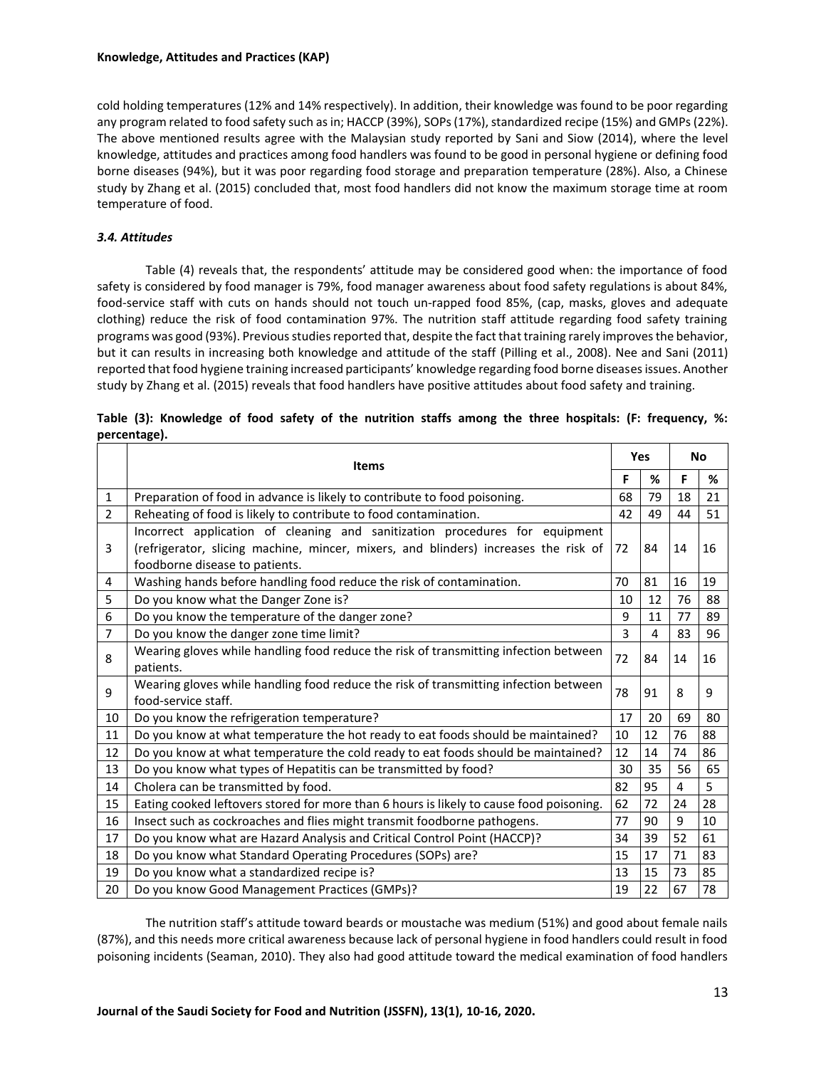cold holding temperatures (12% and 14% respectively). In addition, their knowledge was found to be poor regarding any program related to food safety such as in; HACCP (39%), SOPs (17%), standardized recipe (15%) and GMPs (22%). The above mentioned results agree with the Malaysian study reported by Sani and Siow (2014), where the level knowledge, attitudes and practices among food handlers was found to be good in personal hygiene or defining food borne diseases (94%), but it was poor regarding food storage and preparation temperature (28%). Also, a Chinese study by Zhang et al. (2015) concluded that, most food handlers did not know the maximum storage time at room temperature of food.

### *3.4. Attitudes*

Table (4) reveals that, the respondents' attitude may be considered good when: the importance of food safety is considered by food manager is 79%, food manager awareness about food safety regulations is about 84%, food-service staff with cuts on hands should not touch un-rapped food 85%, (cap, masks, gloves and adequate clothing) reduce the risk of food contamination 97%. The nutrition staff attitude regarding food safety training programs was good (93%). Previous studies reported that, despite the fact that training rarely improves the behavior, but it can results in increasing both knowledge and attitude of the staff (Pilling et al., 2008). Nee and Sani (2011) reported that food hygiene training increased participants' knowledge regarding food borne diseases issues. Another study by Zhang et al. (2015) reveals that food handlers have positive attitudes about food safety and training.

**Table (3): Knowledge of food safety of the nutrition staffs among the three hospitals: (F: frequency, %: percentage).**

| | Items | Yes | | No | |
|---|---|---|---|---|---|
| | | F | % | F | % |
| 1 | Preparation of food in advance is likely to contribute to food poisoning. | 68 | 79 | 18 | 21 |
| 2 | Reheating of food is likely to contribute to food contamination. | 42 | 49 | 44 | 51 |
| 3 | Incorrect application of cleaning and sanitization procedures for equipment (refrigerator, slicing machine, mincer, mixers, and blinders) increases the risk of foodborne disease to patients. | 72 | 84 | 14 | 16 |
| 4 | Washing hands before handling food reduce the risk of contamination. | 70 | 81 | 16 | 19 |
| 5 | Do you know what the Danger Zone is? | 10 | 12 | 76 | 88 |
| 6 | Do you know the temperature of the danger zone? | 9 | 11 | 77 | 89 |
| 7 | Do you know the danger zone time limit? | 3 | 4 | 83 | 96 |
| 8 | Wearing gloves while handling food reduce the risk of transmitting infection between patients. | 72 | 84 | 14 | 16 |
| 9 | Wearing gloves while handling food reduce the risk of transmitting infection between food-service staff. | 78 | 91 | 8 | 9 |
| 10 | Do you know the refrigeration temperature? | 17 | 20 | 69 | 80 |
| 11 | Do you know at what temperature the hot ready to eat foods should be maintained? | 10 | 12 | 76 | 88 |
| 12 | Do you know at what temperature the cold ready to eat foods should be maintained? | 12 | 14 | 74 | 86 |
| 13 | Do you know what types of Hepatitis can be transmitted by food? | 30 | 35 | 56 | 65 |
| 14 | Cholera can be transmitted by food. | 82 | 95 | 4 | 5 |
| 15 | Eating cooked leftovers stored for more than 6 hours is likely to cause food poisoning. | 62 | 72 | 24 | 28 |
| 16 | Insect such as cockroaches and flies might transmit foodborne pathogens. | 77 | 90 | 9 | 10 |
| 17 | Do you know what are Hazard Analysis and Critical Control Point (HACCP)? | 34 | 39 | 52 | 61 |
| 18 | Do you know what Standard Operating Procedures (SOPs) are? | 15 | 17 | 71 | 83 |
| 19 | Do you know what a standardized recipe is? | 13 | 15 | 73 | 85 |
| 20 | Do you know Good Management Practices (GMPs)? | 19 | 22 | 67 | 78 |

The nutrition staff's attitude toward beards or moustache was medium (51%) and good about female nails (87%), and this needs more critical awareness because lack of personal hygiene in food handlers could result in food poisoning incidents (Seaman, 2010). They also had good attitude toward the medical examination of food handlers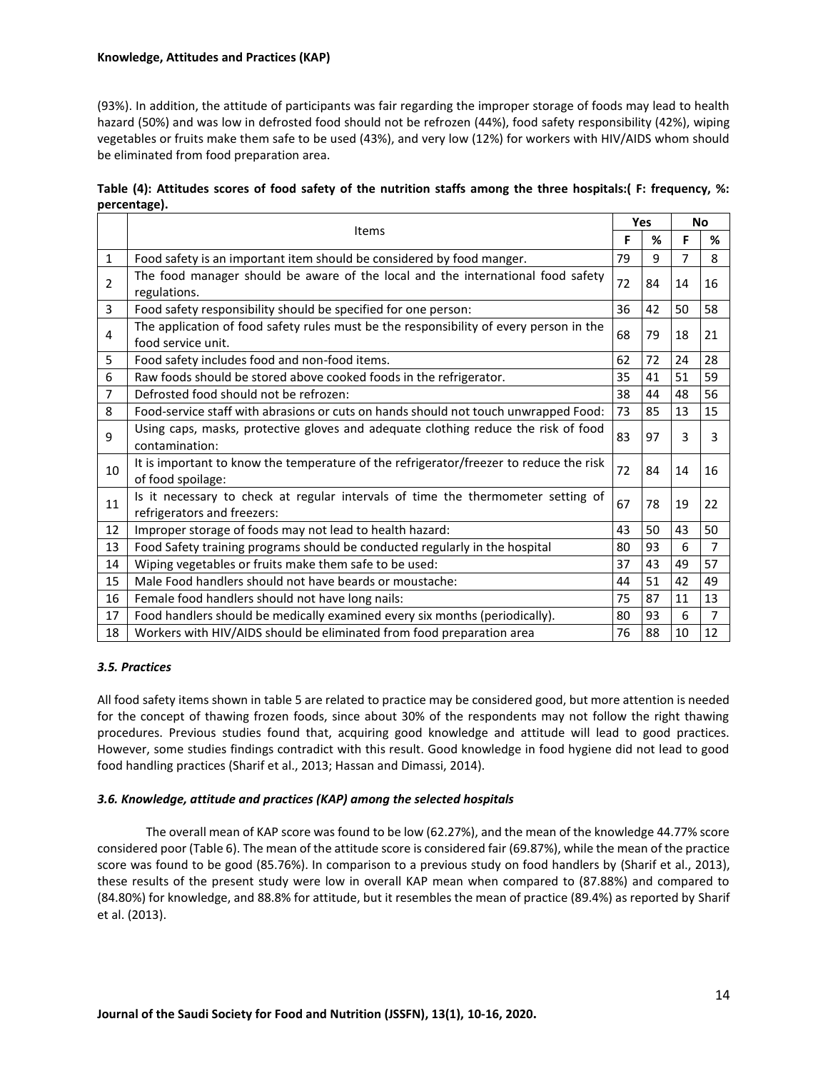(93%). In addition, the attitude of participants was fair regarding the improper storage of foods may lead to health hazard (50%) and was low in defrosted food should not be refrozen (44%), food safety responsibility (42%), wiping vegetables or fruits make them safe to be used (43%), and very low (12%) for workers with HIV/AIDS whom should be eliminated from food preparation area.

**Table (4): Attitudes scores of food safety of the nutrition staffs among the three hospitals:( F: frequency, %: percentage).**

| | Items | Yes | | No | |
|---|---|---|---|---|---|
| | | F | % | F | % |
| 1 | Food safety is an important item should be considered by food manger. | 79 | 9 | 7 | 8 |
| 2 | The food manager should be aware of the local and the international food safety regulations. | 72 | 84 | 14 | 16 |
| 3 | Food safety responsibility should be specified for one person: | 36 | 42 | 50 | 58 |
| 4 | The application of food safety rules must be the responsibility of every person in the food service unit. | 68 | 79 | 18 | 21 |
| 5 | Food safety includes food and non-food items. | 62 | 72 | 24 | 28 |
| 6 | Raw foods should be stored above cooked foods in the refrigerator. | 35 | 41 | 51 | 59 |
| 7 | Defrosted food should not be refrozen: | 38 | 44 | 48 | 56 |
| 8 | Food-service staff with abrasions or cuts on hands should not touch unwrapped Food: | 73 | 85 | 13 | 15 |
| 9 | Using caps, masks, protective gloves and adequate clothing reduce the risk of food contamination: | 83 | 97 | 3 | 3 |
| 10 | It is important to know the temperature of the refrigerator/freezer to reduce the risk of food spoilage: | 72 | 84 | 14 | 16 |
| 11 | Is it necessary to check at regular intervals of time the thermometer setting of refrigerators and freezers: | 67 | 78 | 19 | 22 |
| 12 | Improper storage of foods may not lead to health hazard: | 43 | 50 | 43 | 50 |
| 13 | Food Safety training programs should be conducted regularly in the hospital | 80 | 93 | 6 | 7 |
| 14 | Wiping vegetables or fruits make them safe to be used: | 37 | 43 | 49 | 57 |
| 15 | Male Food handlers should not have beards or moustache: | 44 | 51 | 42 | 49 |
| 16 | Female food handlers should not have long nails: | 75 | 87 | 11 | 13 |
| 17 | Food handlers should be medically examined every six months (periodically). | 80 | 93 | 6 | 7 |
| 18 | Workers with HIV/AIDS should be eliminated from food preparation area | 76 | 88 | 10 | 12 |

### *3.5. Practices*

All food safety items shown in table 5 are related to practice may be considered good, but more attention is needed for the concept of thawing frozen foods, since about 30% of the respondents may not follow the right thawing procedures. Previous studies found that, acquiring good knowledge and attitude will lead to good practices. However, some studies findings contradict with this result. Good knowledge in food hygiene did not lead to good food handling practices (Sharif et al., 2013; Hassan and Dimassi, 2014).

### *3.6. Knowledge, attitude and practices (KAP) among the selected hospitals*

The overall mean of KAP score was found to be low (62.27%), and the mean of the knowledge 44.77% score considered poor (Table 6). The mean of the attitude score is considered fair (69.87%), while the mean of the practice score was found to be good (85.76%). In comparison to a previous study on food handlers by (Sharif et al., 2013), these results of the present study were low in overall KAP mean when compared to (87.88%) and compared to (84.80%) for knowledge, and 88.8% for attitude, but it resembles the mean of practice (89.4%) as reported by Sharif et al. (2013).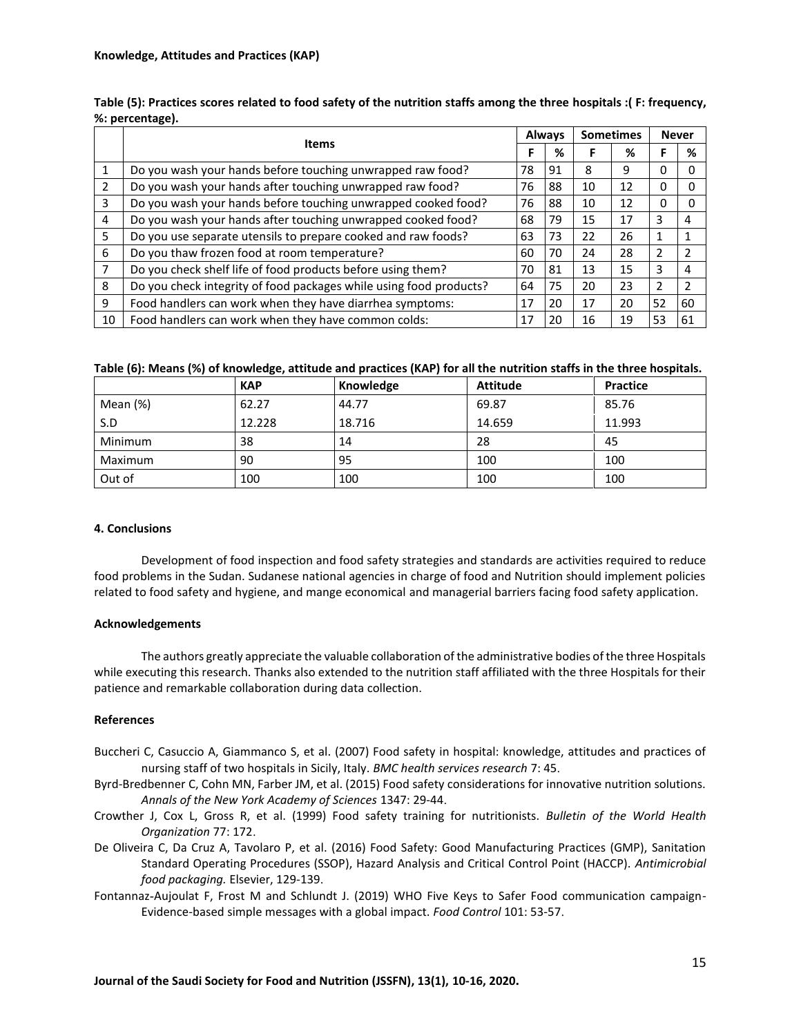**Knowledge, Attitudes and Practices (KAP)**

**Table (5): Practices scores related to food safety of the nutrition staffs among the three hospitals :( F: frequency, %: percentage).**

| | Items | Always | | Sometimes | | Never | |
|---|---|---|---|---|---|---|---|
| | | F | % | F | % | F | % |
| 1 | Do you wash your hands before touching unwrapped raw food? | 78 | 91 | 8 | 9 | 0 | 0 |
| 2 | Do you wash your hands after touching unwrapped raw food? | 76 | 88 | 10 | 12 | 0 | 0 |
| 3 | Do you wash your hands before touching unwrapped cooked food? | 76 | 88 | 10 | 12 | 0 | 0 |
| 4 | Do you wash your hands after touching unwrapped cooked food? | 68 | 79 | 15 | 17 | 3 | 4 |
| 5 | Do you use separate utensils to prepare cooked and raw foods? | 63 | 73 | 22 | 26 | 1 | 1 |
| 6 | Do you thaw frozen food at room temperature? | 60 | 70 | 24 | 28 | 2 | 2 |
| 7 | Do you check shelf life of food products before using them? | 70 | 81 | 13 | 15 | 3 | 4 |
| 8 | Do you check integrity of food packages while using food products? | 64 | 75 | 20 | 23 | 2 | 2 |
| 9 | Food handlers can work when they have diarrhea symptoms: | 17 | 20 | 17 | 20 | 52 | 60 |
| 10 | Food handlers can work when they have common colds: | 17 | 20 | 16 | 19 | 53 | 61 |

**Table (6): Means (%) of knowledge, attitude and practices (KAP) for all the nutrition staffs in the three hospitals.**

| | KAP | Knowledge | Attitude | Practice |
|---|---|---|---|---|
| Mean (%) | 62.27 | 44.77 | 69.87 | 85.76 |
| S.D | 12.228 | 18.716 | 14.659 | 11.993 |
| Minimum | 38 | 14 | 28 | 45 |
| Maximum | 90 | 95 | 100 | 100 |
| Out of | 100 | 100 | 100 | 100 |

### 4. Conclusions

Development of food inspection and food safety strategies and standards are activities required to reduce food problems in the Sudan. Sudanese national agencies in charge of food and Nutrition should implement policies related to food safety and hygiene, and mange economical and managerial barriers facing food safety application.

### Acknowledgements

The authors greatly appreciate the valuable collaboration of the administrative bodies of the three Hospitals while executing this research. Thanks also extended to the nutrition staff affiliated with the three Hospitals for their patience and remarkable collaboration during data collection.

### References

Buccheri C, Casuccio A, Giammanco S, et al. (2007) Food safety in hospital: knowledge, attitudes and practices of nursing staff of two hospitals in Sicily, Italy. *BMC health services research* 7: 45.

Byrd-Bredbenner C, Cohn MN, Farber JM, et al. (2015) Food safety considerations for innovative nutrition solutions. *Annals of the New York Academy of Sciences* 1347: 29-44.

Crowther J, Cox L, Gross R, et al. (1999) Food safety training for nutritionists. *Bulletin of the World Health Organization* 77: 172.

De Oliveira C, Da Cruz A, Tavolaro P, et al. (2016) Food Safety: Good Manufacturing Practices (GMP), Sanitation Standard Operating Procedures (SSOP), Hazard Analysis and Critical Control Point (HACCP). *Antimicrobial food packaging.* Elsevier, 129-139.

Fontannaz-Aujoulat F, Frost M and Schlundt J. (2019) WHO Five Keys to Safer Food communication campaign- Evidence-based simple messages with a global impact. *Food Control* 101: 53-57.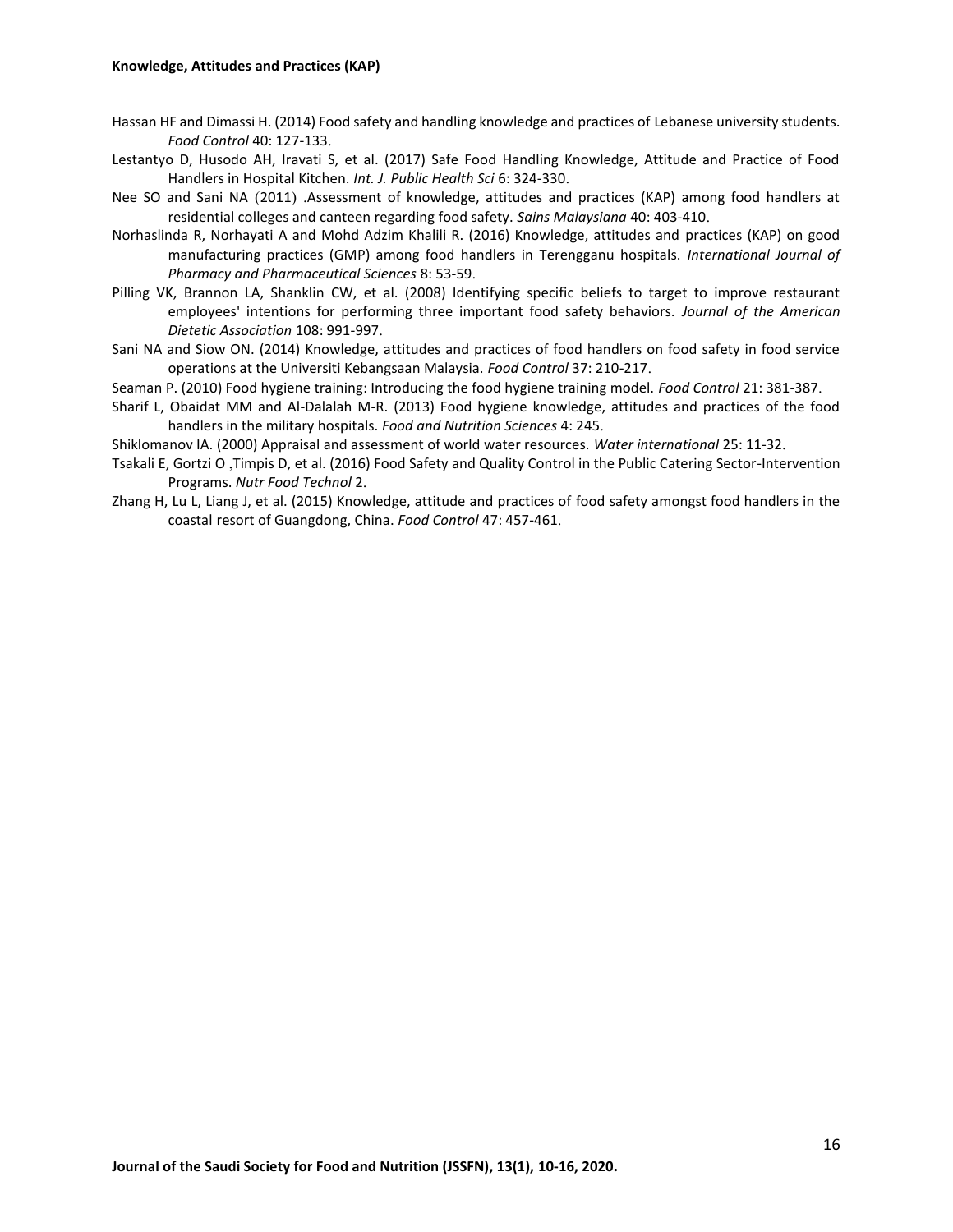Hassan HF and Dimassi H. (2014) Food safety and handling knowledge and practices of Lebanese university students. *Food Control* 40: 127-133.

Lestantyo D, Husodo AH, Iravati S, et al. (2017) Safe Food Handling Knowledge, Attitude and Practice of Food Handlers in Hospital Kitchen. *Int. J. Public Health Sci* 6: 324-330.

Nee SO and Sani NA (2011) .Assessment of knowledge, attitudes and practices (KAP) among food handlers at residential colleges and canteen regarding food safety. *Sains Malaysiana* 40: 403-410.

Norhaslinda R, Norhayati A and Mohd Adzim Khalili R. (2016) Knowledge, attitudes and practices (KAP) on good manufacturing practices (GMP) among food handlers in Terengganu hospitals. *International Journal of Pharmacy and Pharmaceutical Sciences* 8: 53-59.

Pilling VK, Brannon LA, Shanklin CW, et al. (2008) Identifying specific beliefs to target to improve restaurant employees' intentions for performing three important food safety behaviors. *Journal of the American Dietetic Association* 108: 991-997.

Sani NA and Siow ON. (2014) Knowledge, attitudes and practices of food handlers on food safety in food service operations at the Universiti Kebangsaan Malaysia. *Food Control* 37: 210-217.

Seaman P. (2010) Food hygiene training: Introducing the food hygiene training model. *Food Control* 21: 381-387.

Sharif L, Obaidat MM and Al-Dalalah M-R. (2013) Food hygiene knowledge, attitudes and practices of the food handlers in the military hospitals. *Food and Nutrition Sciences* 4: 245.

Shiklomanov IA. (2000) Appraisal and assessment of world water resources. *Water international* 25: 11-32.

Tsakali E, Gortzi O ,Timpis D, et al. (2016) Food Safety and Quality Control in the Public Catering Sector-Intervention Programs. *Nutr Food Technol* 2.

Zhang H, Lu L, Liang J, et al. (2015) Knowledge, attitude and practices of food safety amongst food handlers in the coastal resort of Guangdong, China. *Food Control* 47: 457-461.